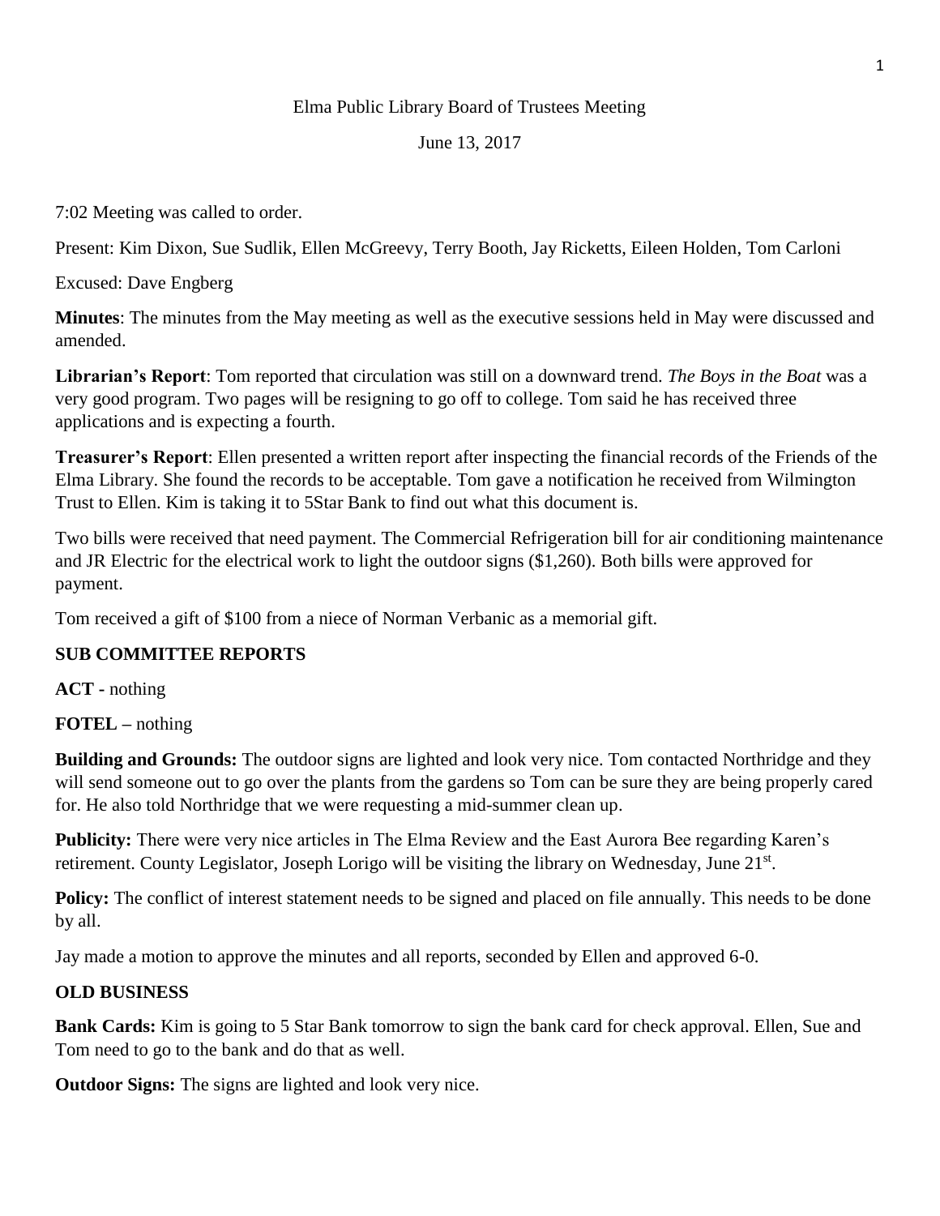Elma Public Library Board of Trustees Meeting

June 13, 2017

7:02 Meeting was called to order.

Present: Kim Dixon, Sue Sudlik, Ellen McGreevy, Terry Booth, Jay Ricketts, Eileen Holden, Tom Carloni

Excused: Dave Engberg

**Minutes**: The minutes from the May meeting as well as the executive sessions held in May were discussed and amended.

**Librarian's Report**: Tom reported that circulation was still on a downward trend. *The Boys in the Boat* was a very good program. Two pages will be resigning to go off to college. Tom said he has received three applications and is expecting a fourth.

**Treasurer's Report**: Ellen presented a written report after inspecting the financial records of the Friends of the Elma Library. She found the records to be acceptable. Tom gave a notification he received from Wilmington Trust to Ellen. Kim is taking it to 5Star Bank to find out what this document is.

Two bills were received that need payment. The Commercial Refrigeration bill for air conditioning maintenance and JR Electric for the electrical work to light the outdoor signs ($1,260). Both bills were approved for payment.

Tom received a gift of $100 from a niece of Norman Verbanic as a memorial gift.

**SUB COMMITTEE REPORTS**

**ACT -** nothing

**FOTEL –** nothing

**Building and Grounds:** The outdoor signs are lighted and look very nice. Tom contacted Northridge and they will send someone out to go over the plants from the gardens so Tom can be sure they are being properly cared for. He also told Northridge that we were requesting a mid-summer clean up.

**Publicity:** There were very nice articles in The Elma Review and the East Aurora Bee regarding Karen's retirement. County Legislator, Joseph Lorigo will be visiting the library on Wednesday, June 21st.

**Policy:** The conflict of interest statement needs to be signed and placed on file annually. This needs to be done by all.

Jay made a motion to approve the minutes and all reports, seconded by Ellen and approved 6-0.

**OLD BUSINESS**

**Bank Cards:** Kim is going to 5 Star Bank tomorrow to sign the bank card for check approval. Ellen, Sue and Tom need to go to the bank and do that as well.

**Outdoor Signs:** The signs are lighted and look very nice.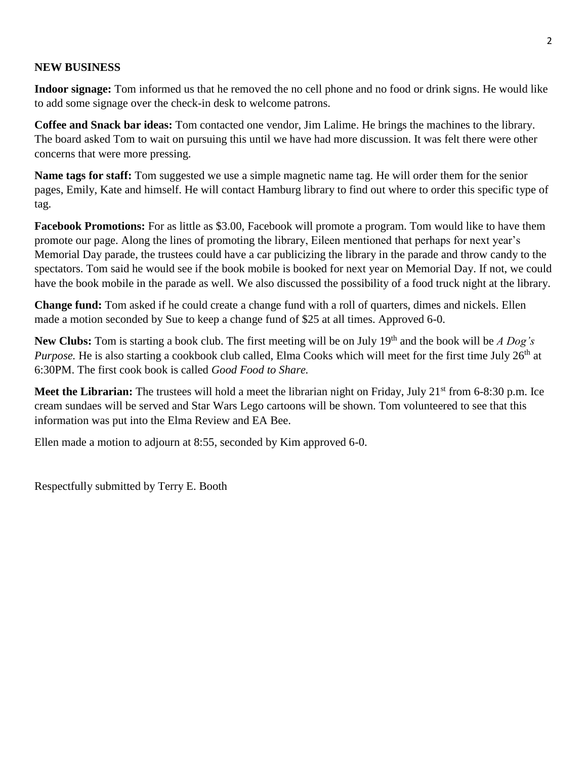**NEW BUSINESS**

**Indoor signage:** Tom informed us that he removed the no cell phone and no food or drink signs. He would like to add some signage over the check-in desk to welcome patrons.

**Coffee and Snack bar ideas:** Tom contacted one vendor, Jim Lalime. He brings the machines to the library. The board asked Tom to wait on pursuing this until we have had more discussion. It was felt there were other concerns that were more pressing.

**Name tags for staff:** Tom suggested we use a simple magnetic name tag. He will order them for the senior pages, Emily, Kate and himself. He will contact Hamburg library to find out where to order this specific type of tag.

**Facebook Promotions:** For as little as \$3.00, Facebook will promote a program. Tom would like to have them promote our page. Along the lines of promoting the library, Eileen mentioned that perhaps for next year's Memorial Day parade, the trustees could have a car publicizing the library in the parade and throw candy to the spectators. Tom said he would see if the book mobile is booked for next year on Memorial Day. If not, we could have the book mobile in the parade as well. We also discussed the possibility of a food truck night at the library.

**Change fund:** Tom asked if he could create a change fund with a roll of quarters, dimes and nickels. Ellen made a motion seconded by Sue to keep a change fund of \$25 at all times. Approved 6-0.

**New Clubs:** Tom is starting a book club. The first meeting will be on July 19th and the book will be *A Dog's Purpose.* He is also starting a cookbook club called, Elma Cooks which will meet for the first time July 26th at 6:30PM. The first cook book is called *Good Food to Share.*

**Meet the Librarian:** The trustees will hold a meet the librarian night on Friday, July 21st from 6-8:30 p.m. Ice cream sundaes will be served and Star Wars Lego cartoons will be shown. Tom volunteered to see that this information was put into the Elma Review and EA Bee.

Ellen made a motion to adjourn at 8:55, seconded by Kim approved 6-0.

Respectfully submitted by Terry E. Booth